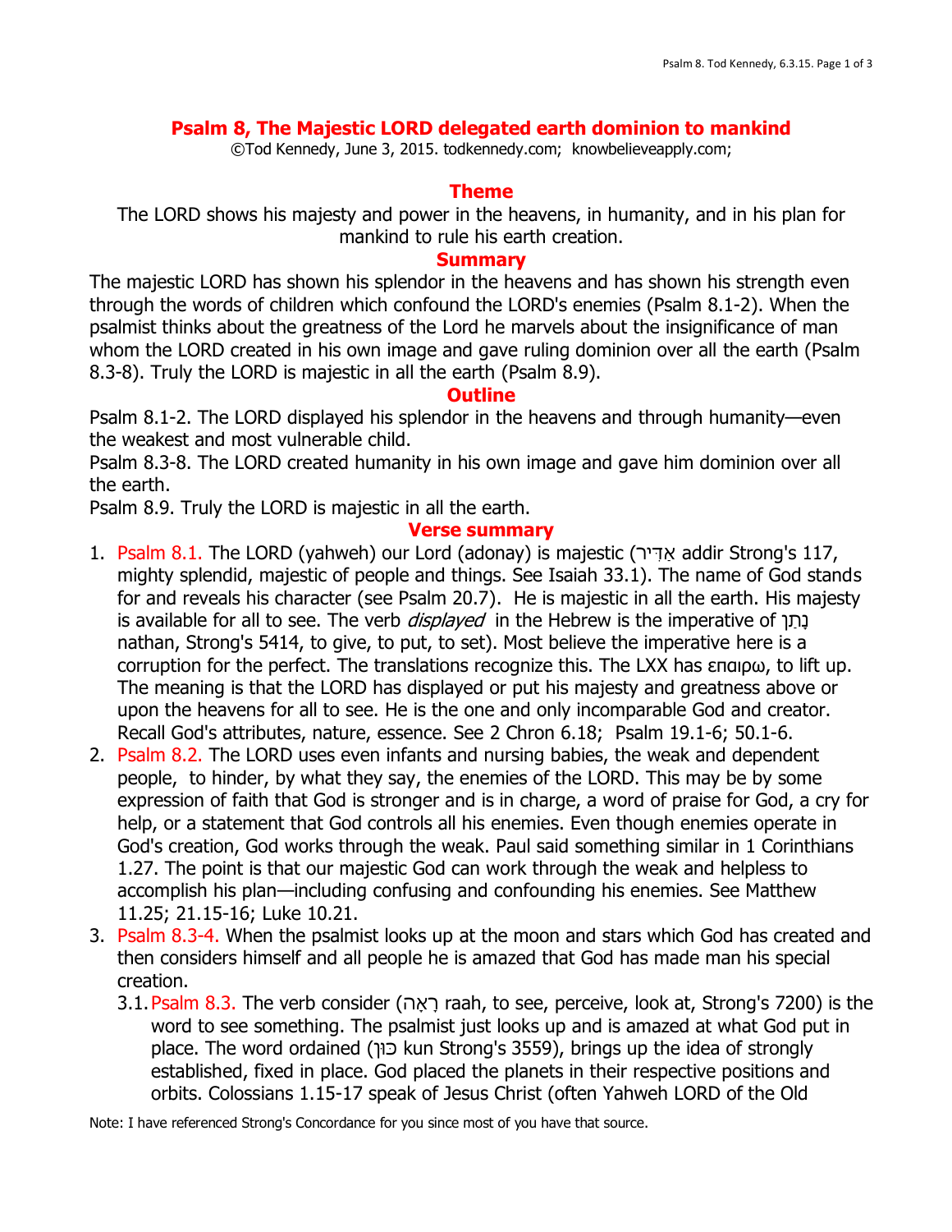# Psalm 8, The Majestic LORD delegated earth dominion to mankind

©Tod Kennedy, June 3, 2015. todkennedy.com; knowbelieveapply.com;

## Theme

The LORD shows his majesty and power in the heavens, in humanity, and in his plan for mankind to rule his earth creation.

## Summary

The majestic LORD has shown his splendor in the heavens and has shown his strength even through the words of children which confound the LORD's enemies (Psalm 8.1-2). When the psalmist thinks about the greatness of the Lord he marvels about the insignificance of man whom the LORD created in his own image and gave ruling dominion over all the earth (Psalm 8.3-8). Truly the LORD is majestic in all the earth (Psalm 8.9).

## Outline

Psalm 8.1-2. The LORD displayed his splendor in the heavens and through humanity—even the weakest and most vulnerable child.

Psalm 8.3-8. The LORD created humanity in his own image and gave him dominion over all the earth.

Psalm 8.9. Truly the LORD is majestic in all the earth.

## Verse summary

1. Psalm 8.1. The LORD (yahweh) our Lord (adonay) is majestic (אַדִּיר addir Strong's 117, mighty splendid, majestic of people and things. See Isaiah 33.1). The name of God stands for and reveals his character (see Psalm 20.7). He is majestic in all the earth. His majesty is available for all to see. The verb *displayed* in the Hebrew is the imperative of נָתַן nathan, Strong's 5414, to give, to put, to set). Most believe the imperative here is a corruption for the perfect. The translations recognize this. The LXX has επαιρω, to lift up. The meaning is that the LORD has displayed or put his majesty and greatness above or upon the heavens for all to see. He is the one and only incomparable God and creator. Recall God's attributes, nature, essence. See 2 Chron 6.18; Psalm 19.1-6; 50.1-6.
2. Psalm 8.2. The LORD uses even infants and nursing babies, the weak and dependent people, to hinder, by what they say, the enemies of the LORD. This may be by some expression of faith that God is stronger and is in charge, a word of praise for God, a cry for help, or a statement that God controls all his enemies. Even though enemies operate in God's creation, God works through the weak. Paul said something similar in 1 Corinthians 1.27. The point is that our majestic God can work through the weak and helpless to accomplish his plan—including confusing and confounding his enemies. See Matthew 11.25; 21.15-16; Luke 10.21.
3. Psalm 8.3-4. When the psalmist looks up at the moon and stars which God has created and then considers himself and all people he is amazed that God has made man his special creation.
   - 3.1. Psalm 8.3. The verb consider (רָאָה raah, to see, perceive, look at, Strong's 7200) is the word to see something. The psalmist just looks up and is amazed at what God put in place. The word ordained (כּוּן kun Strong's 3559), brings up the idea of strongly established, fixed in place. God placed the planets in their respective positions and orbits. Colossians 1.15-17 speak of Jesus Christ (often Yahweh LORD of the Old

Note: I have referenced Strong's Concordance for you since most of you have that source.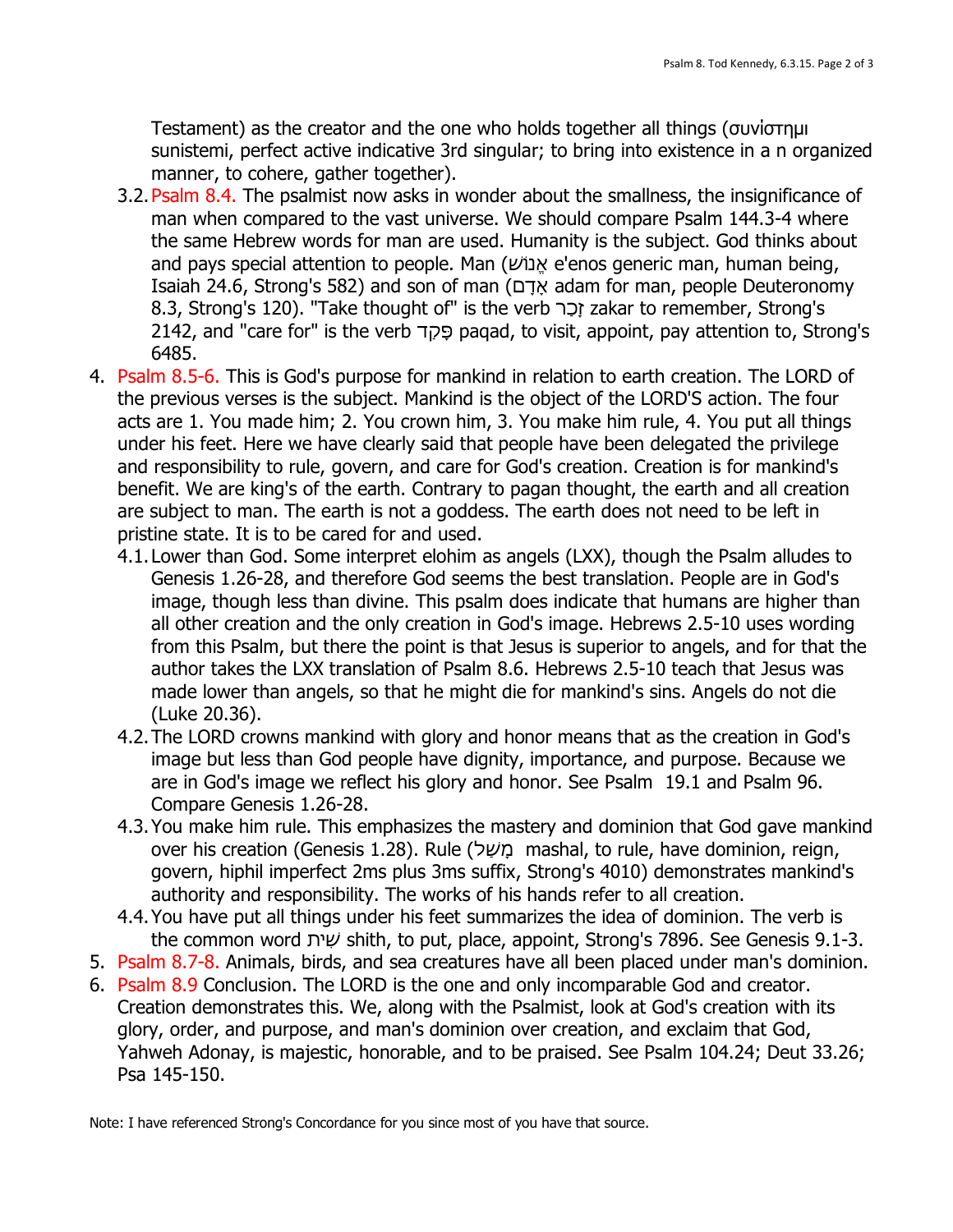Testament) as the creator and the one who holds together all things (συνίστημι sunistemi, perfect active indicative 3rd singular; to bring into existence in a n organized manner, to cohere, gather together).

   3.2. Psalm 8.4. The psalmist now asks in wonder about the smallness, the insignificance of man when compared to the vast universe. We should compare Psalm 144.3-4 where the same Hebrew words for man are used. Humanity is the subject. God thinks about and pays special attention to people. Man (אֱנוֹשׁ e'enos generic man, human being, Isaiah 24.6, Strong's 582) and son of man (אָדָם adam for man, people Deuteronomy 8.3, Strong's 120). "Take thought of" is the verb זָכַר zakar to remember, Strong's 2142, and "care for" is the verb פָּקַד paqad, to visit, appoint, pay attention to, Strong's 6485.

4. Psalm 8.5-6. This is God's purpose for mankind in relation to earth creation. The LORD of the previous verses is the subject. Mankind is the object of the LORD'S action. The four acts are 1. You made him; 2. You crown him, 3. You make him rule, 4. You put all things under his feet. Here we have clearly said that people have been delegated the privilege and responsibility to rule, govern, and care for God's creation. Creation is for mankind's benefit. We are king's of the earth. Contrary to pagan thought, the earth and all creation are subject to man. The earth is not a goddess. The earth does not need to be left in pristine state. It is to be cared for and used.
   4.1. Lower than God. Some interpret elohim as angels (LXX), though the Psalm alludes to Genesis 1.26-28, and therefore God seems the best translation. People are in God's image, though less than divine. This psalm does indicate that humans are higher than all other creation and the only creation in God's image. Hebrews 2.5-10 uses wording from this Psalm, but there the point is that Jesus is superior to angels, and for that the author takes the LXX translation of Psalm 8.6. Hebrews 2.5-10 teach that Jesus was made lower than angels, so that he might die for mankind's sins. Angels do not die (Luke 20.36).
   4.2. The LORD crowns mankind with glory and honor means that as the creation in God's image but less than God people have dignity, importance, and purpose. Because we are in God's image we reflect his glory and honor. See Psalm 19.1 and Psalm 96. Compare Genesis 1.26-28.
   4.3. You make him rule. This emphasizes the mastery and dominion that God gave mankind over his creation (Genesis 1.28). Rule (מָשַׁל mashal, to rule, have dominion, reign, govern, hiphil imperfect 2ms plus 3ms suffix, Strong's 4010) demonstrates mankind's authority and responsibility. The works of his hands refer to all creation.
   4.4. You have put all things under his feet summarizes the idea of dominion. The verb is the common word שִׁית shith, to put, place, appoint, Strong's 7896. See Genesis 9.1-3.
5. Psalm 8.7-8. Animals, birds, and sea creatures have all been placed under man's dominion.
6. Psalm 8.9 Conclusion. The LORD is the one and only incomparable God and creator. Creation demonstrates this. We, along with the Psalmist, look at God's creation with its glory, order, and purpose, and man's dominion over creation, and exclaim that God, Yahweh Adonay, is majestic, honorable, and to be praised. See Psalm 104.24; Deut 33.26; Psa 145-150.

Note: I have referenced Strong's Concordance for you since most of you have that source.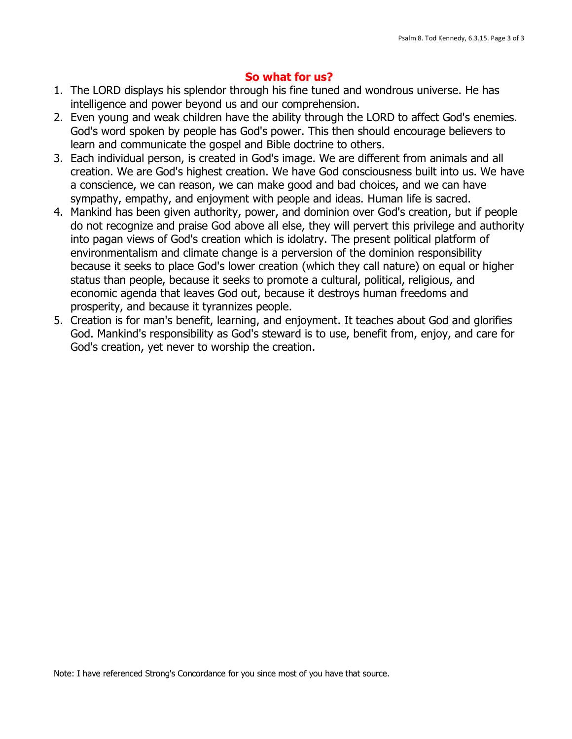## So what for us?

1. The LORD displays his splendor through his fine tuned and wondrous universe. He has intelligence and power beyond us and our comprehension.
2. Even young and weak children have the ability through the LORD to affect God's enemies. God's word spoken by people has God's power. This then should encourage believers to learn and communicate the gospel and Bible doctrine to others.
3. Each individual person, is created in God's image. We are different from animals and all creation. We are God's highest creation. We have God consciousness built into us. We have a conscience, we can reason, we can make good and bad choices, and we can have sympathy, empathy, and enjoyment with people and ideas. Human life is sacred.
4. Mankind has been given authority, power, and dominion over God's creation, but if people do not recognize and praise God above all else, they will pervert this privilege and authority into pagan views of God's creation which is idolatry. The present political platform of environmentalism and climate change is a perversion of the dominion responsibility because it seeks to place God's lower creation (which they call nature) on equal or higher status than people, because it seeks to promote a cultural, political, religious, and economic agenda that leaves God out, because it destroys human freedoms and prosperity, and because it tyrannizes people.
5. Creation is for man's benefit, learning, and enjoyment. It teaches about God and glorifies God. Mankind's responsibility as God's steward is to use, benefit from, enjoy, and care for God's creation, yet never to worship the creation.

Note: I have referenced Strong's Concordance for you since most of you have that source.